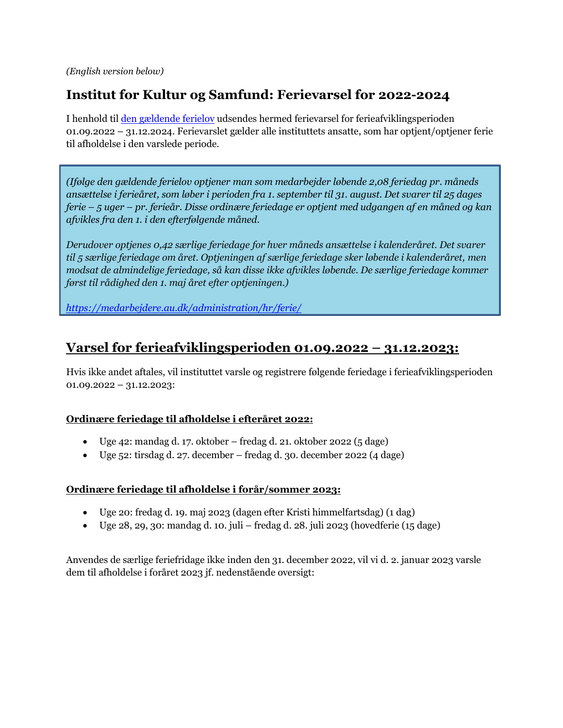*(English version below)*

# Institut for Kultur og Samfund: Ferievarsel for 2022-2024

I henhold til [den gældende ferielov](https://medarbejdere.au.dk/administration/hr/ferie/) udsendes hermed ferievarsel for ferieafviklingsperioden 01.09.2022 – 31.12.2024. Ferievarslet gælder alle instituttets ansatte, som har optjent/optjener ferie til afholdelse i den varslede periode.

> *(Ifølge den gældende ferielov optjener man som medarbejder løbende 2,08 feriedag pr. måneds ansættelse i ferieåret, som løber i perioden fra 1. september til 31. august. Det svarer til 25 dages ferie – 5 uger – pr. ferieår. Disse ordinære feriedage er optjent med udgangen af en måned og kan afvikles fra den 1. i den efterfølgende måned.*
>
> *Derudover optjenes 0,42 særlige feriedage for hver måneds ansættelse i kalenderåret. Det svarer til 5 særlige feriedage om året. Optjeningen af særlige feriedage sker løbende i kalenderåret, men modsat de almindelige feriedage, så kan disse ikke afvikles løbende. De særlige feriedage kommer først til rådighed den 1. maj året efter optjeningen.)*
>
> *https://medarbejdere.au.dk/administration/hr/ferie/*

## Varsel for ferieafviklingsperioden 01.09.2022 – 31.12.2023:

Hvis ikke andet aftales, vil instituttet varsle og registrere følgende feriedage i ferieafviklingsperioden 01.09.2022 – 31.12.2023:

**Ordinære feriedage til afholdelse i efteråret 2022:**

- Uge 42: mandag d. 17. oktober – fredag d. 21. oktober 2022 (5 dage)
- Uge 52: tirsdag d. 27. december – fredag d. 30. december 2022 (4 dage)

**Ordinære feriedage til afholdelse i forår/sommer 2023:**

- Uge 20: fredag d. 19. maj 2023 (dagen efter Kristi himmelfartsdag) (1 dag)
- Uge 28, 29, 30: mandag d. 10. juli – fredag d. 28. juli 2023 (hovedferie (15 dage)

Anvendes de særlige feriefridage ikke inden den 31. december 2022, vil vi d. 2. januar 2023 varsle dem til afholdelse i foråret 2023 jf. nedenstående oversigt: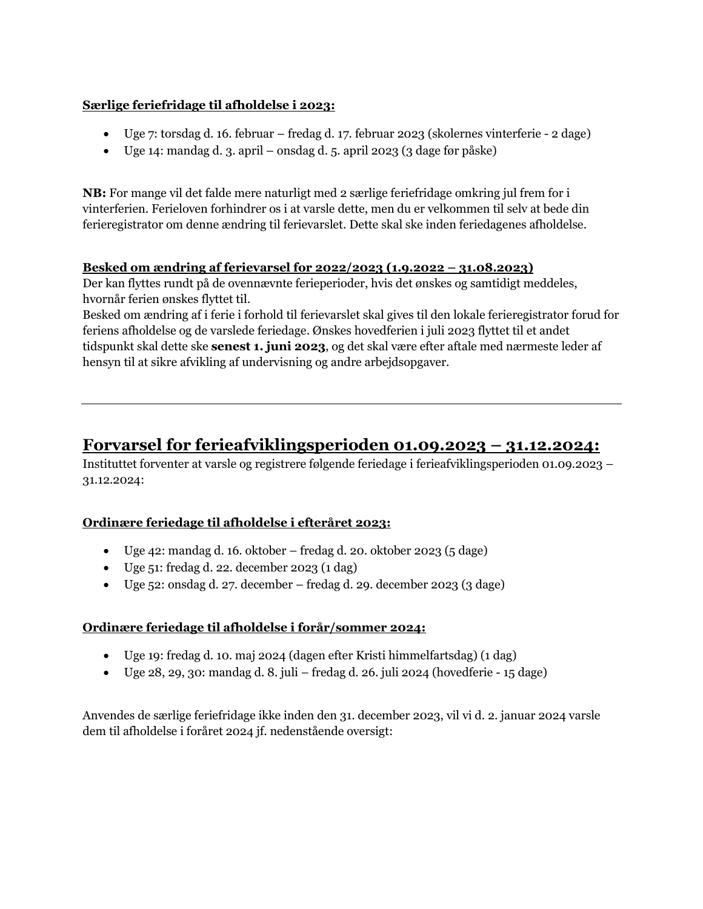**Særlige feriefridage til afholdelse i 2023:**

- Uge 7: torsdag d. 16. februar – fredag d. 17. februar 2023 (skolernes vinterferie - 2 dage)
- Uge 14: mandag d. 3. april – onsdag d. 5. april 2023 (3 dage før påske)

**NB:** For mange vil det falde mere naturligt med 2 særlige feriefridage omkring jul frem for i vinterferien. Ferieloven forhindrer os i at varsle dette, men du er velkommen til selv at bede din ferieregistrator om denne ændring til ferievarslet. Dette skal ske inden feriedagenes afholdelse.

**Besked om ændring af ferievarsel for 2022/2023 (1.9.2022 – 31.08.2023)**

Der kan flyttes rundt på de ovennævnte ferieperioder, hvis det ønskes og samtidigt meddeles, hvornår ferien ønskes flyttet til.
Besked om ændring af i ferie i forhold til ferievarslet skal gives til den lokale ferieregistrator forud for feriens afholdelse og de varslede feriedage. Ønskes hovedferien i juli 2023 flyttet til et andet tidspunkt skal dette ske **senest 1. juni 2023**, og det skal være efter aftale med nærmeste leder af hensyn til at sikre afvikling af undervisning og andre arbejdsopgaver.

---

## Forvarsel for ferieafviklingsperioden 01.09.2023 – 31.12.2024:

Instituttet forventer at varsle og registrere følgende feriedage i ferieafviklingsperioden 01.09.2023 – 31.12.2024:

**Ordinære feriedage til afholdelse i efteråret 2023:**

- Uge 42: mandag d. 16. oktober – fredag d. 20. oktober 2023 (5 dage)
- Uge 51: fredag d. 22. december 2023 (1 dag)
- Uge 52: onsdag d. 27. december – fredag d. 29. december 2023 (3 dage)

**Ordinære feriedage til afholdelse i forår/sommer 2024:**

- Uge 19: fredag d. 10. maj 2024 (dagen efter Kristi himmelfartsdag) (1 dag)
- Uge 28, 29, 30: mandag d. 8. juli – fredag d. 26. juli 2024 (hovedferie - 15 dage)

Anvendes de særlige feriefridage ikke inden den 31. december 2023, vil vi d. 2. januar 2024 varsle dem til afholdelse i foråret 2024 jf. nedenstående oversigt: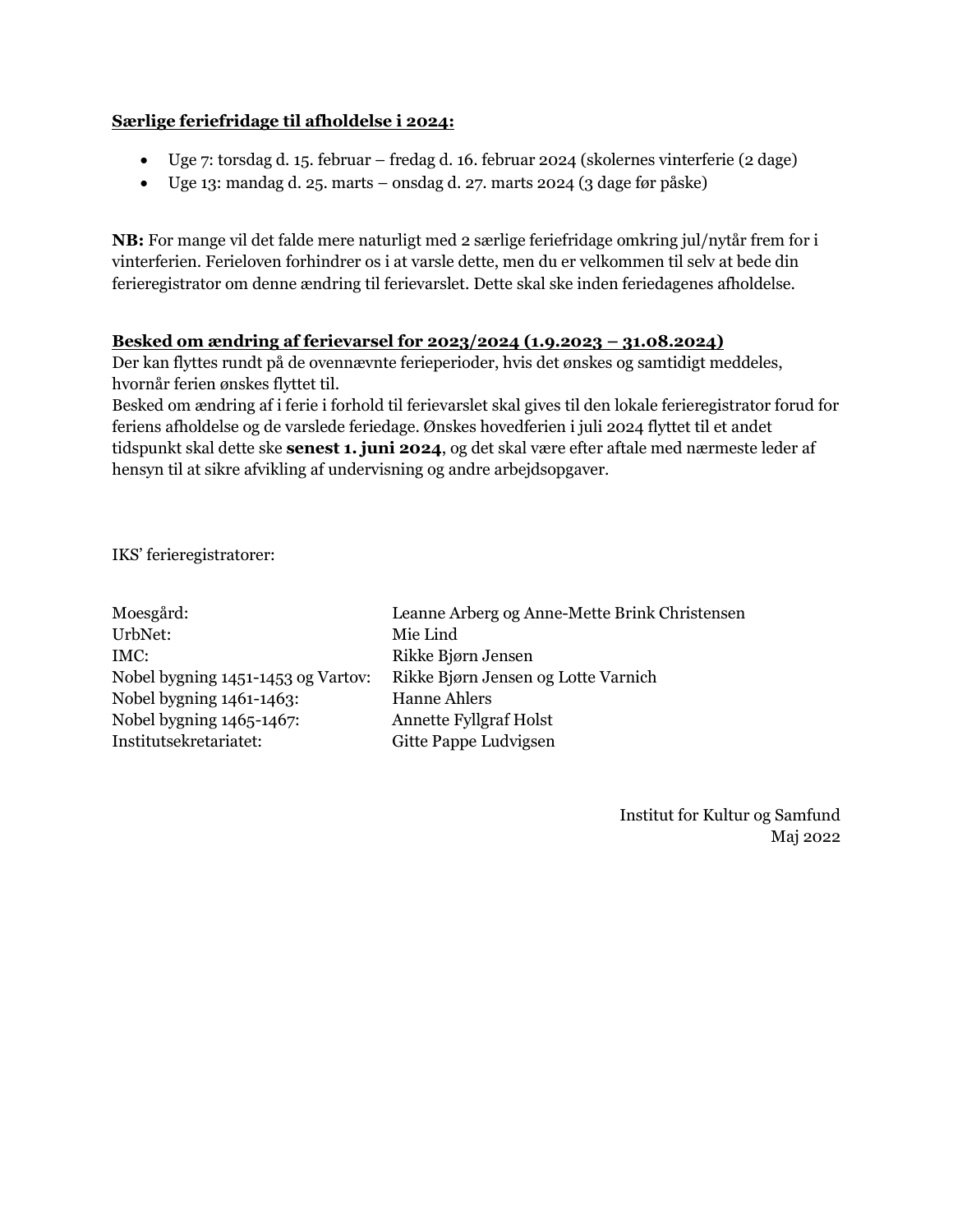**Særlige feriefridage til afholdelse i 2024:**

- Uge 7: torsdag d. 15. februar – fredag d. 16. februar 2024 (skolernes vinterferie (2 dage)
- Uge 13: mandag d. 25. marts – onsdag d. 27. marts 2024 (3 dage før påske)

**NB:** For mange vil det falde mere naturligt med 2 særlige feriefridage omkring jul/nytår frem for i vinterferien. Ferieloven forhindrer os i at varsle dette, men du er velkommen til selv at bede din ferieregistrator om denne ændring til ferievarslet. Dette skal ske inden feriedagenes afholdelse.

**Besked om ændring af ferievarsel for 2023/2024 (1.9.2023 – 31.08.2024)**

Der kan flyttes rundt på de ovennævnte ferieperioder, hvis det ønskes og samtidigt meddeles, hvornår ferien ønskes flyttet til.
Besked om ændring af i ferie i forhold til ferievarslet skal gives til den lokale ferieregistrator forud for feriens afholdelse og de varslede feriedage. Ønskes hovedferien i juli 2024 flyttet til et andet tidspunkt skal dette ske **senest 1. juni 2024**, og det skal være efter aftale med nærmeste leder af hensyn til at sikre afvikling af undervisning og andre arbejdsopgaver.

IKS' ferieregistratorer:

| | |
|---|---|
| Moesgård: | Leanne Arberg og Anne-Mette Brink Christensen |
| UrbNet: | Mie Lind |
| IMC: | Rikke Bjørn Jensen |
| Nobel bygning 1451-1453 og Vartov: | Rikke Bjørn Jensen og Lotte Varnich |
| Nobel bygning 1461-1463: | Hanne Ahlers |
| Nobel bygning 1465-1467: | Annette Fyllgraf Holst |
| Institutsekretariatet: | Gitte Pappe Ludvigsen |

Institut for Kultur og Samfund
Maj 2022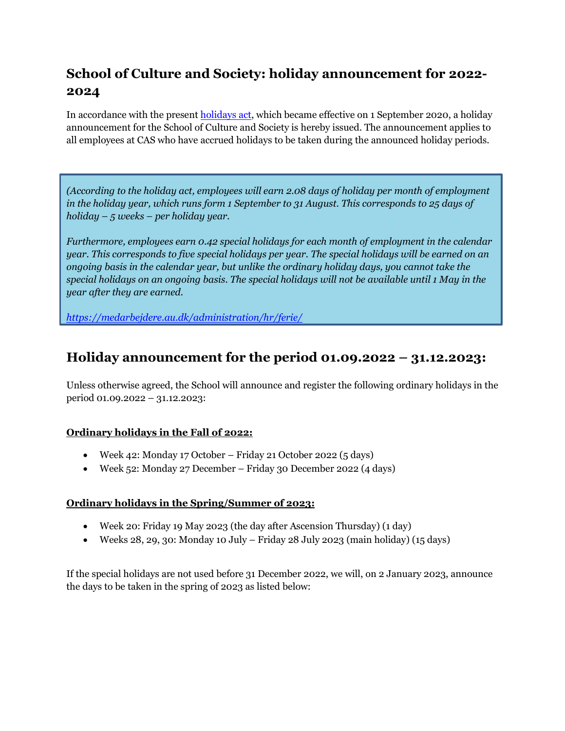## School of Culture and Society: holiday announcement for 2022-2024

In accordance with the present [holidays act](holidays act), which became effective on 1 September 2020, a holiday announcement for the School of Culture and Society is hereby issued. The announcement applies to all employees at CAS who have accrued holidays to be taken during the announced holiday periods.

*(According to the holiday act, employees will earn 2.08 days of holiday per month of employment in the holiday year, which runs form 1 September to 31 August. This corresponds to 25 days of holiday – 5 weeks – per holiday year.*

*Furthermore, employees earn 0.42 special holidays for each month of employment in the calendar year. This corresponds to five special holidays per year. The special holidays will be earned on an ongoing basis in the calendar year, but unlike the ordinary holiday days, you cannot take the special holidays on an ongoing basis. The special holidays will not be available until 1 May in the year after they are earned.*

*[https://medarbejdere.au.dk/administration/hr/ferie/](https://medarbejdere.au.dk/administration/hr/ferie/)*

## Holiday announcement for the period 01.09.2022 – 31.12.2023:

Unless otherwise agreed, the School will announce and register the following ordinary holidays in the period 01.09.2022 – 31.12.2023:

**Ordinary holidays in the Fall of 2022:**

- Week 42: Monday 17 October – Friday 21 October 2022 (5 days)
- Week 52: Monday 27 December – Friday 30 December 2022 (4 days)

**Ordinary holidays in the Spring/Summer of 2023:**

- Week 20: Friday 19 May 2023 (the day after Ascension Thursday) (1 day)
- Weeks 28, 29, 30: Monday 10 July – Friday 28 July 2023 (main holiday) (15 days)

If the special holidays are not used before 31 December 2022, we will, on 2 January 2023, announce the days to be taken in the spring of 2023 as listed below: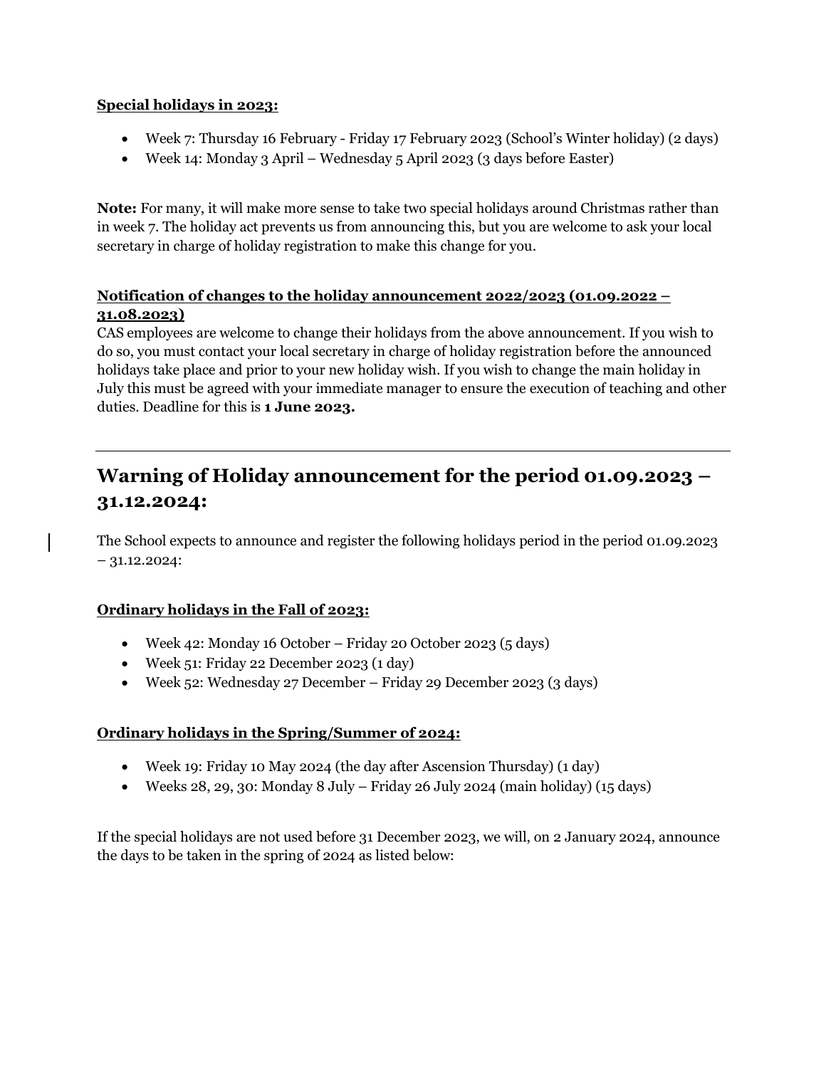**Special holidays in 2023:**

- Week 7: Thursday 16 February - Friday 17 February 2023 (School's Winter holiday) (2 days)
- Week 14: Monday 3 April – Wednesday 5 April 2023 (3 days before Easter)

**Note:** For many, it will make more sense to take two special holidays around Christmas rather than in week 7. The holiday act prevents us from announcing this, but you are welcome to ask your local secretary in charge of holiday registration to make this change for you.

**Notification of changes to the holiday announcement 2022/2023 (01.09.2022 – 31.08.2023)**

CAS employees are welcome to change their holidays from the above announcement. If you wish to do so, you must contact your local secretary in charge of holiday registration before the announced holidays take place and prior to your new holiday wish. If you wish to change the main holiday in July this must be agreed with your immediate manager to ensure the execution of teaching and other duties. Deadline for this is **1 June 2023.**

---

## Warning of Holiday announcement for the period 01.09.2023 – 31.12.2024:

The School expects to announce and register the following holidays period in the period 01.09.2023 – 31.12.2024:

**Ordinary holidays in the Fall of 2023:**

- Week 42: Monday 16 October – Friday 20 October 2023 (5 days)
- Week 51: Friday 22 December 2023 (1 day)
- Week 52: Wednesday 27 December – Friday 29 December 2023 (3 days)

**Ordinary holidays in the Spring/Summer of 2024:**

- Week 19: Friday 10 May 2024 (the day after Ascension Thursday) (1 day)
- Weeks 28, 29, 30: Monday 8 July – Friday 26 July 2024 (main holiday) (15 days)

If the special holidays are not used before 31 December 2023, we will, on 2 January 2024, announce the days to be taken in the spring of 2024 as listed below: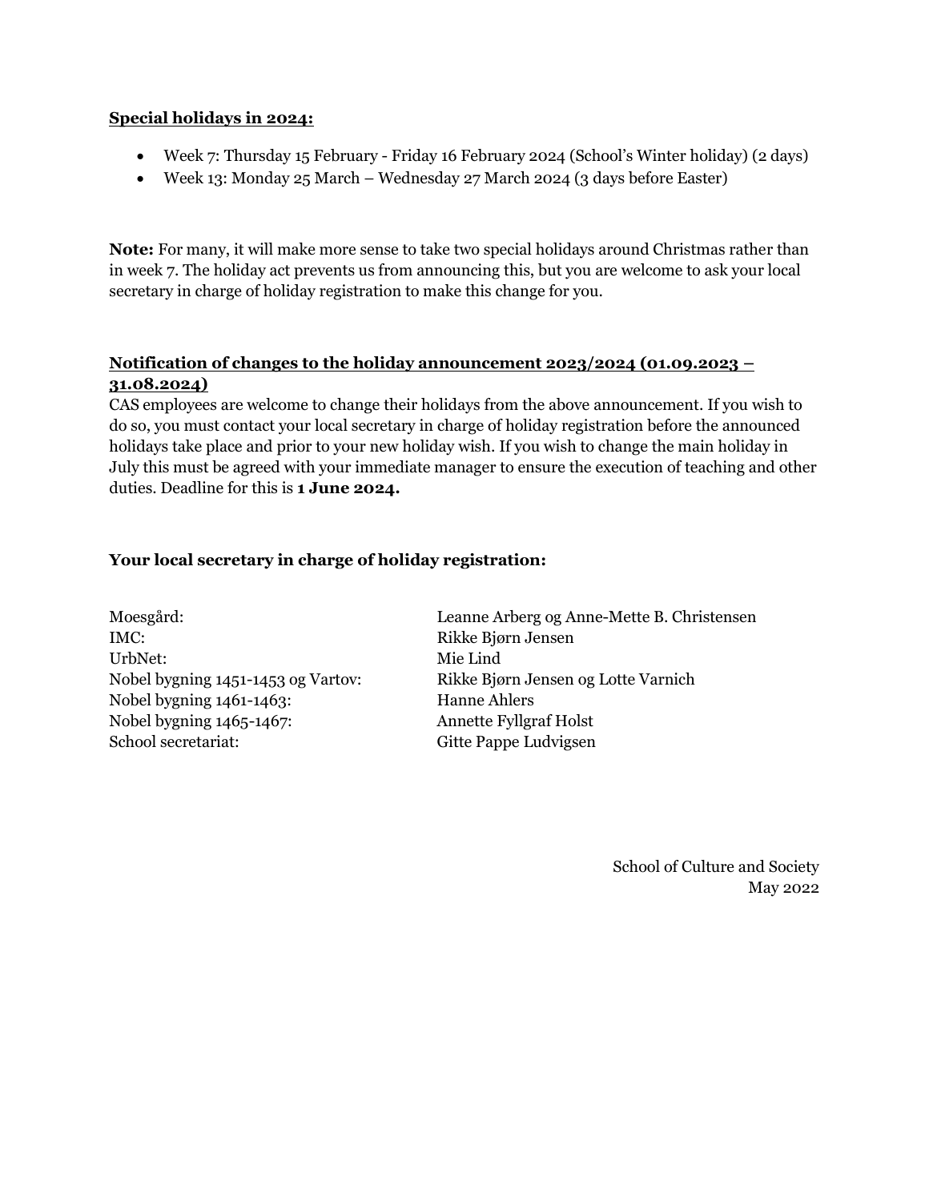**Special holidays in 2024:**

- Week 7: Thursday 15 February - Friday 16 February 2024 (School's Winter holiday) (2 days)
- Week 13: Monday 25 March – Wednesday 27 March 2024 (3 days before Easter)

**Note:** For many, it will make more sense to take two special holidays around Christmas rather than in week 7. The holiday act prevents us from announcing this, but you are welcome to ask your local secretary in charge of holiday registration to make this change for you.

**Notification of changes to the holiday announcement 2023/2024 (01.09.2023 – 31.08.2024)**

CAS employees are welcome to change their holidays from the above announcement. If you wish to do so, you must contact your local secretary in charge of holiday registration before the announced holidays take place and prior to your new holiday wish. If you wish to change the main holiday in July this must be agreed with your immediate manager to ensure the execution of teaching and other duties. Deadline for this is **1 June 2024.**

**Your local secretary in charge of holiday registration:**

| | |
|---|---|
| Moesgård: | Leanne Arberg og Anne-Mette B. Christensen |
| IMC: | Rikke Bjørn Jensen |
| UrbNet: | Mie Lind |
| Nobel bygning 1451-1453 og Vartov: | Rikke Bjørn Jensen og Lotte Varnich |
| Nobel bygning 1461-1463: | Hanne Ahlers |
| Nobel bygning 1465-1467: | Annette Fyllgraf Holst |
| School secretariat: | Gitte Pappe Ludvigsen |

School of Culture and Society
May 2022